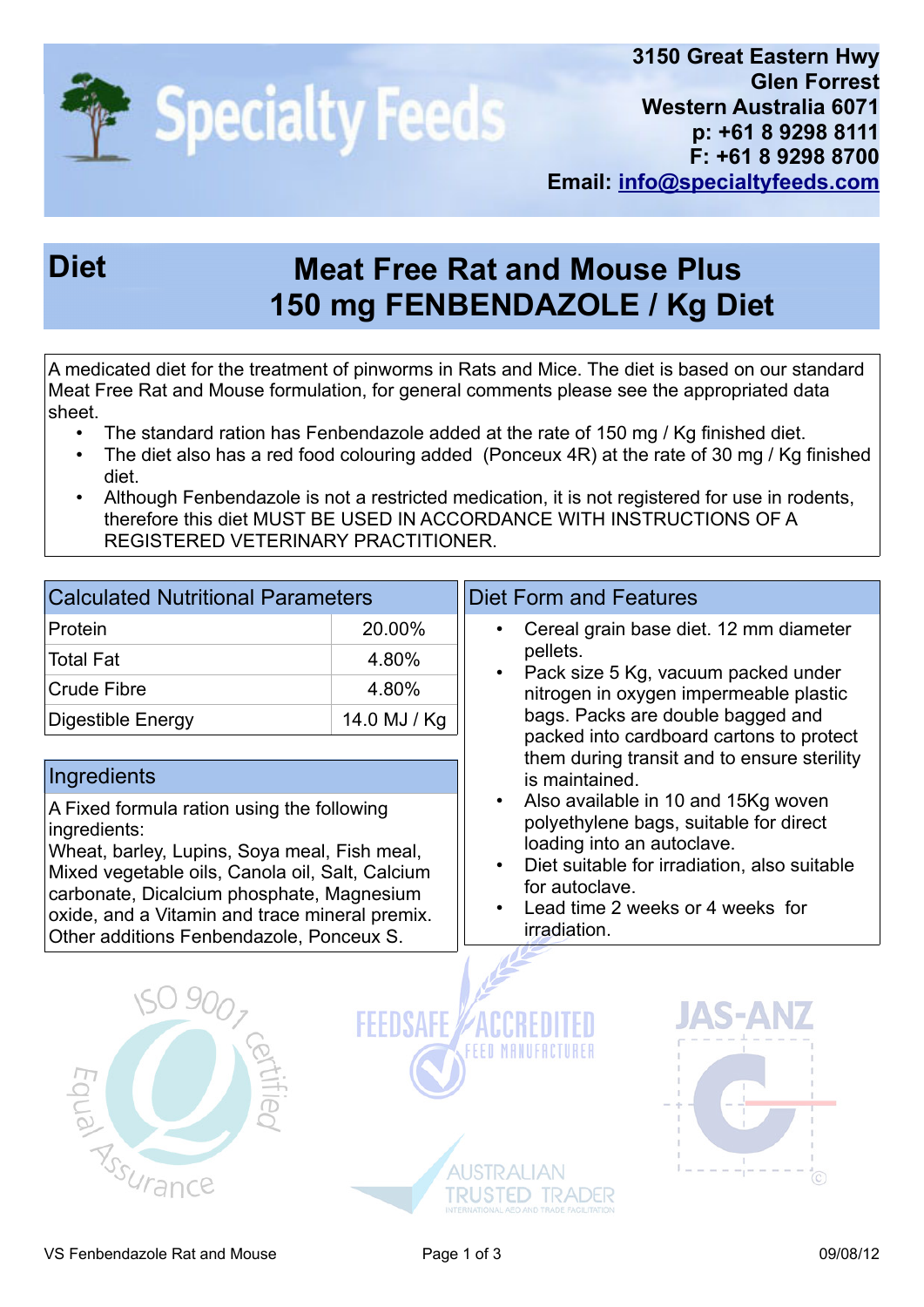3150 Great Eastern Hwy
Glen Forrest
Western Australia 6071
p: +61 8 9298 8111
F: +61 8 9298 8700
Email: info@specialtyfeeds.com

# Specialty Feeds

## Diet

# Meat Free Rat and Mouse Plus 150 mg FENBENDAZOLE / Kg Diet

A medicated diet for the treatment of pinworms in Rats and Mice. The diet is based on our standard Meat Free Rat and Mouse formulation, for general comments please see the appropriated data sheet.

- The standard ration has Fenbendazole added at the rate of 150 mg / Kg finished diet.
- The diet also has a red food colouring added (Ponceux 4R) at the rate of 30 mg / Kg finished diet.
- Although Fenbendazole is not a restricted medication, it is not registered for use in rodents, therefore this diet MUST BE USED IN ACCORDANCE WITH INSTRUCTIONS OF A REGISTERED VETERINARY PRACTITIONER.

## Calculated Nutritional Parameters

| Calculated Nutritional Parameters | |
|---|---|
| Protein | 20.00% |
| Total Fat | 4.80% |
| Crude Fibre | 4.80% |
| Digestible Energy | 14.0 MJ / Kg |

## Ingredients

A Fixed formula ration using the following ingredients:
Wheat, barley, Lupins, Soya meal, Fish meal, Mixed vegetable oils, Canola oil, Salt, Calcium carbonate, Dicalcium phosphate, Magnesium oxide, and a Vitamin and trace mineral premix. Other additions Fenbendazole, Ponceux S.

## Diet Form and Features

- Cereal grain base diet. 12 mm diameter pellets.
- Pack size 5 Kg, vacuum packed under nitrogen in oxygen impermeable plastic bags. Packs are double bagged and packed into cardboard cartons to protect them during transit and to ensure sterility is maintained.
- Also available in 10 and 15Kg woven polyethylene bags, suitable for direct loading into an autoclave.
- Diet suitable for irradiation, also suitable for autoclave.
- Lead time 2 weeks or 4 weeks for irradiation.

ISO 9001 certified — Equal Assurance

FEEDSAFE ACCREDITED FEED MANUFACTURER

JAS-ANZ

AUSTRALIAN TRUSTED TRADER — INTERNATIONAL AID AND TRADE FACILITATION

VS Fenbendazole Rat and Mouse — 09/08/12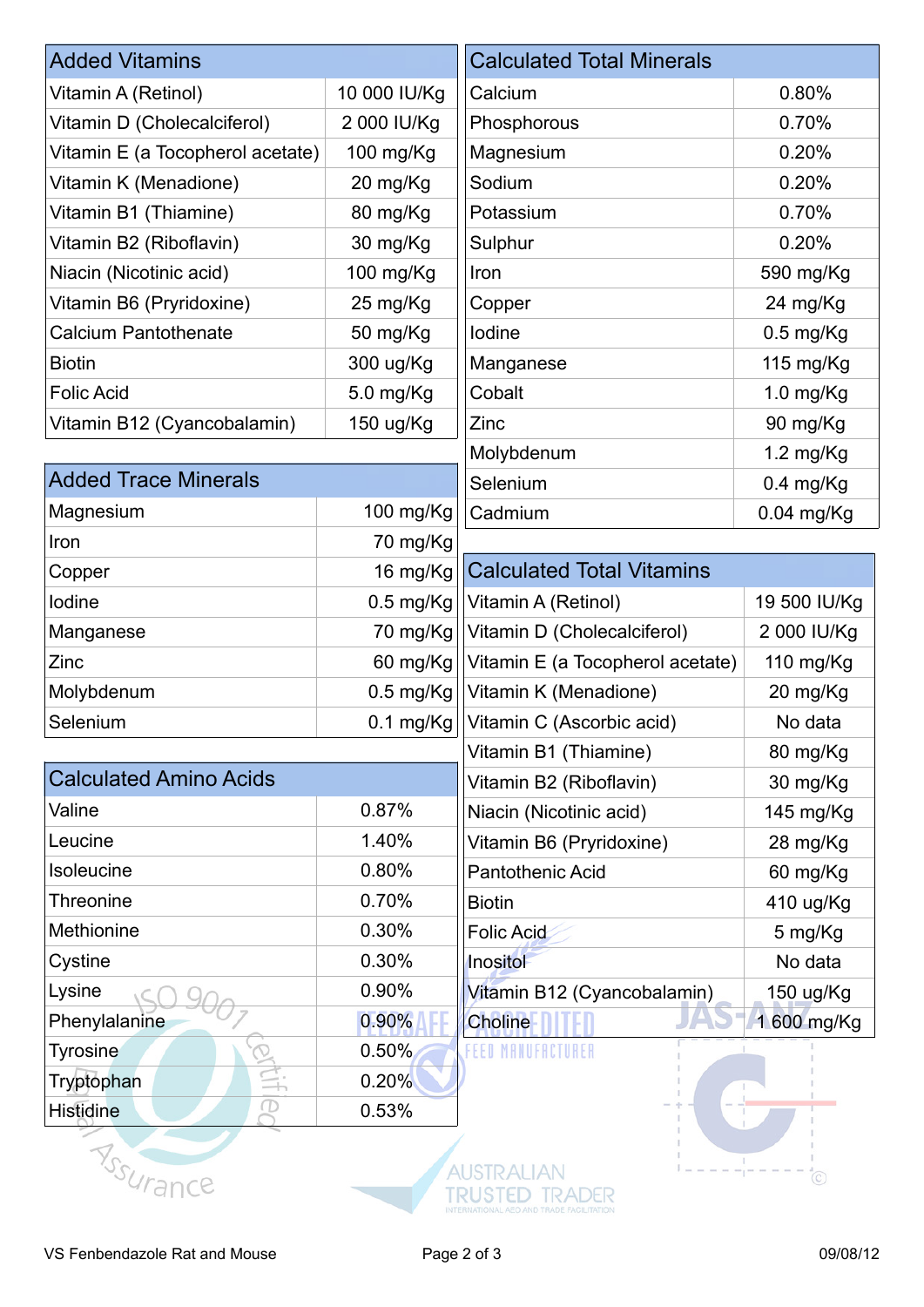| Added Vitamins | |
|---|---|
| Vitamin A (Retinol) | 10 000 IU/Kg |
| Vitamin D (Cholecalciferol) | 2 000 IU/Kg |
| Vitamin E (a Tocopherol acetate) | 100 mg/Kg |
| Vitamin K (Menadione) | 20 mg/Kg |
| Vitamin B1 (Thiamine) | 80 mg/Kg |
| Vitamin B2 (Riboflavin) | 30 mg/Kg |
| Niacin (Nicotinic acid) | 100 mg/Kg |
| Vitamin B6 (Pryridoxine) | 25 mg/Kg |
| Calcium Pantothenate | 50 mg/Kg |
| Biotin | 300 ug/Kg |
| Folic Acid | 5.0 mg/Kg |
| Vitamin B12 (Cyancobalamin) | 150 ug/Kg |

| Added Trace Minerals | |
|---|---|
| Magnesium | 100 mg/Kg |
| Iron | 70 mg/Kg |
| Copper | 16 mg/Kg |
| Iodine | 0.5 mg/Kg |
| Manganese | 70 mg/Kg |
| Zinc | 60 mg/Kg |
| Molybdenum | 0.5 mg/Kg |
| Selenium | 0.1 mg/Kg |

| Calculated Amino Acids | |
|---|---|
| Valine | 0.87% |
| Leucine | 1.40% |
| Isoleucine | 0.80% |
| Threonine | 0.70% |
| Methionine | 0.30% |
| Cystine | 0.30% |
| Lysine | 0.90% |
| Phenylalanine | 0.90% |
| Tyrosine | 0.50% |
| Tryptophan | 0.20% |
| Histidine | 0.53% |

| Calculated Total Minerals | |
|---|---|
| Calcium | 0.80% |
| Phosphorous | 0.70% |
| Magnesium | 0.20% |
| Sodium | 0.20% |
| Potassium | 0.70% |
| Sulphur | 0.20% |
| Iron | 590 mg/Kg |
| Copper | 24 mg/Kg |
| Iodine | 0.5 mg/Kg |
| Manganese | 115 mg/Kg |
| Cobalt | 1.0 mg/Kg |
| Zinc | 90 mg/Kg |
| Molybdenum | 1.2 mg/Kg |
| Selenium | 0.4 mg/Kg |
| Cadmium | 0.04 mg/Kg |

| Calculated Total Vitamins | |
|---|---|
| Vitamin A (Retinol) | 19 500 IU/Kg |
| Vitamin D (Cholecalciferol) | 2 000 IU/Kg |
| Vitamin E (a Tocopherol acetate) | 110 mg/Kg |
| Vitamin K (Menadione) | 20 mg/Kg |
| Vitamin C (Ascorbic acid) | No data |
| Vitamin B1 (Thiamine) | 80 mg/Kg |
| Vitamin B2 (Riboflavin) | 30 mg/Kg |
| Niacin (Nicotinic acid) | 145 mg/Kg |
| Vitamin B6 (Pryridoxine) | 28 mg/Kg |
| Pantothenic Acid | 60 mg/Kg |
| Biotin | 410 ug/Kg |
| Folic Acid | 5 mg/Kg |
| Inositol | No data |
| Vitamin B12 (Cyancobalamin) | 150 ug/Kg |
| Choline | 1 600 mg/Kg |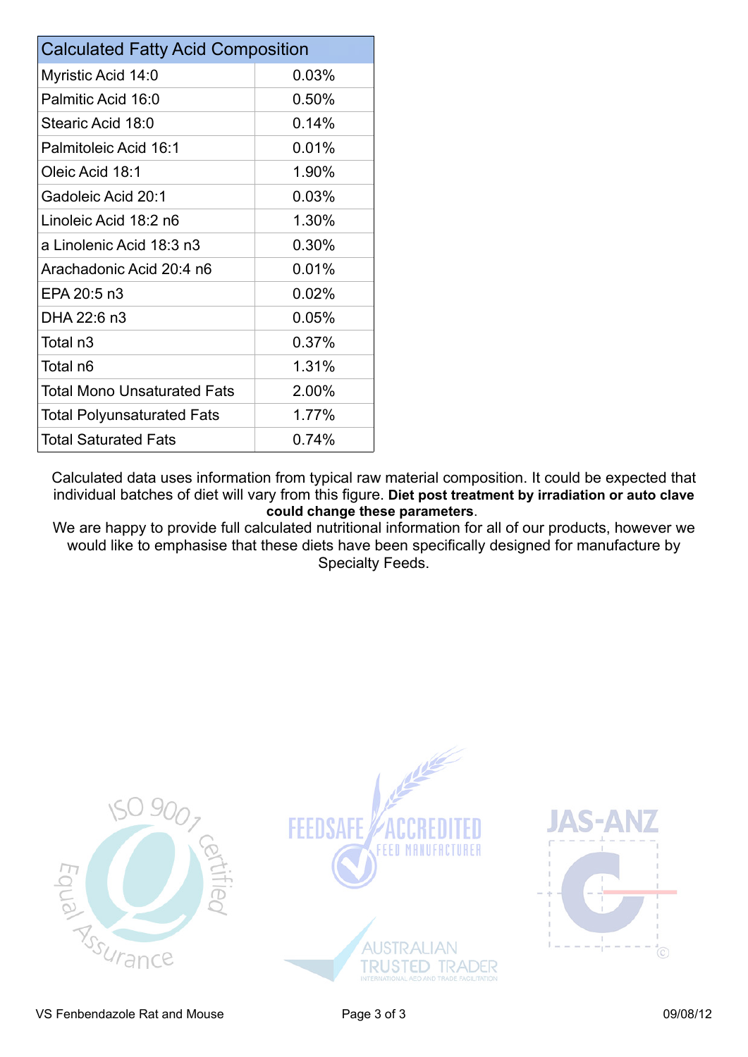| Calculated Fatty Acid Composition | |
|---|---|
| Myristic Acid 14:0 | 0.03% |
| Palmitic Acid 16:0 | 0.50% |
| Stearic Acid 18:0 | 0.14% |
| Palmitoleic Acid 16:1 | 0.01% |
| Oleic Acid 18:1 | 1.90% |
| Gadoleic Acid 20:1 | 0.03% |
| Linoleic Acid 18:2 n6 | 1.30% |
| a Linolenic Acid 18:3 n3 | 0.30% |
| Arachadonic Acid 20:4 n6 | 0.01% |
| EPA 20:5 n3 | 0.02% |
| DHA 22:6 n3 | 0.05% |
| Total n3 | 0.37% |
| Total n6 | 1.31% |
| Total Mono Unsaturated Fats | 2.00% |
| Total Polyunsaturated Fats | 1.77% |
| Total Saturated Fats | 0.74% |

Calculated data uses information from typical raw material composition. It could be expected that individual batches of diet will vary from this figure. **Diet post treatment by irradiation or auto clave could change these parameters**.

We are happy to provide full calculated nutritional information for all of our products, however we would like to emphasise that these diets have been specifically designed for manufacture by Specialty Feeds.

ISO 9001 certified Equal Assurance

FEEDSAFE ACCREDITED FEED MANUFACTURER

AUSTRALIAN TRUSTED TRADER INTERNATIONAL AED AND TRADE FACILITATION

JAS-ANZ